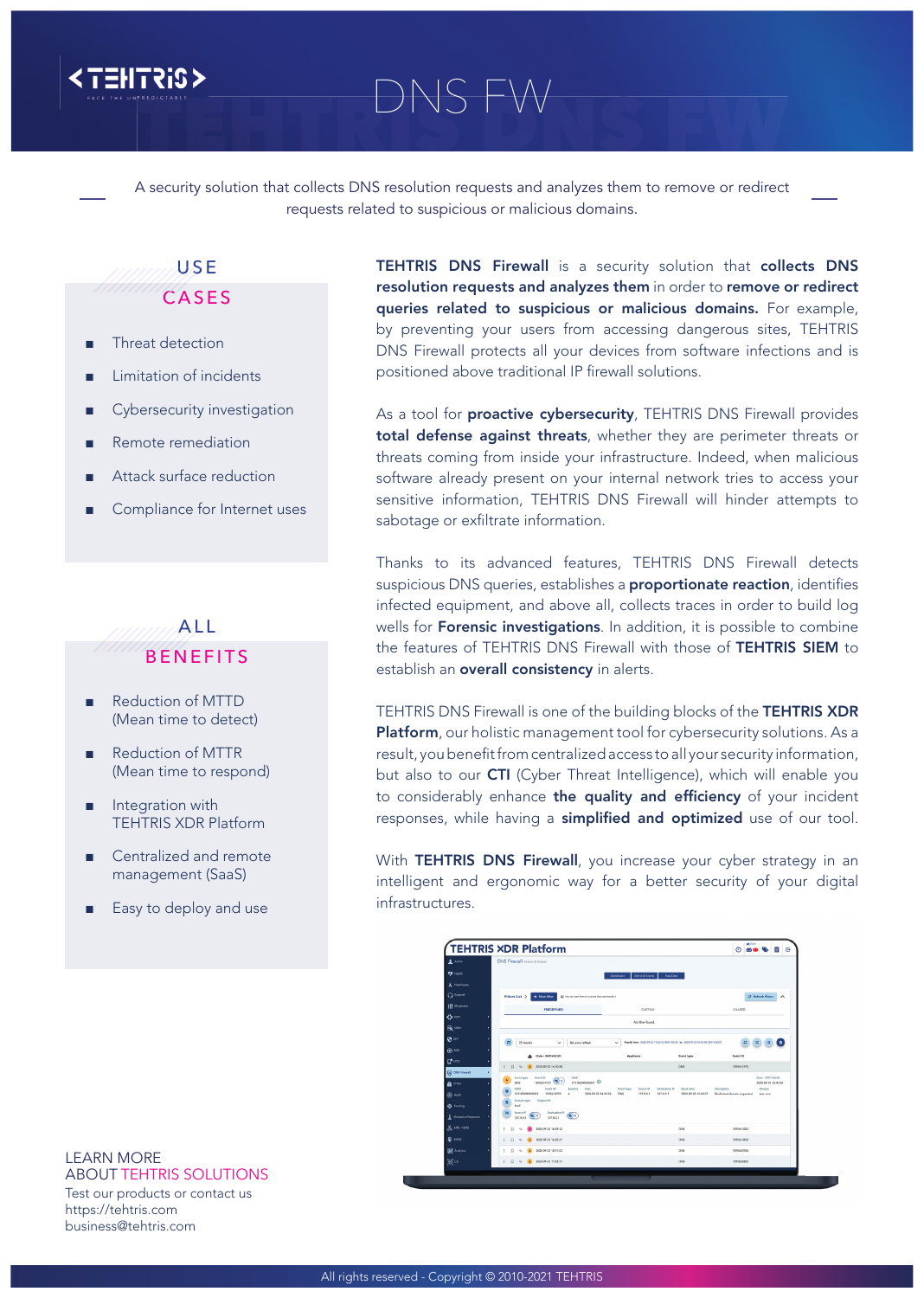# DNS FW

A security solution that collects DNS resolution requests and analyzes them to remove or redirect requests related to suspicious or malicious domains.

## USE CASES

- Threat detection
- Limitation of incidents
- Cybersecurity investigation
- Remote remediation
- Attack surface reduction
- Compliance for Internet uses

## ALL BENEFITS

- Reduction of MTTD (Mean time to detect)
- Reduction of MTTR (Mean time to respond)
- Integration with TEHTRIS XDR Platform
- Centralized and remote management (SaaS)
- Easy to deploy and use

**TEHTRIS DNS Firewall** is a security solution that **collects DNS resolution requests and analyzes them** in order to **remove or redirect queries related to suspicious or malicious domains.** For example, by preventing your users from accessing dangerous sites, TEHTRIS DNS Firewall protects all your devices from software infections and is positioned above traditional IP firewall solutions.

As a tool for **proactive cybersecurity**, TEHTRIS DNS Firewall provides **total defense against threats**, whether they are perimeter threats or threats coming from inside your infrastructure. Indeed, when malicious software already present on your internal network tries to access your sensitive information, TEHTRIS DNS Firewall will hinder attempts to sabotage or exfiltrate information.

Thanks to its advanced features, TEHTRIS DNS Firewall detects suspicious DNS queries, establishes a **proportionate reaction**, identifies infected equipment, and above all, collects traces in order to build log wells for **Forensic investigations**. In addition, it is possible to combine the features of TEHTRIS DNS Firewall with those of **TEHTRIS SIEM** to establish an **overall consistency** in alerts.

TEHTRIS DNS Firewall is one of the building blocks of the **TEHTRIS XDR Platform**, our holistic management tool for cybersecurity solutions. As a result, you benefit from centralized access to all your security information, but also to our **CTI** (Cyber Threat Intelligence), which will enable you to considerably enhance **the quality and efficiency** of your incident responses, while having a **simplified and optimized** use of our tool.

With **TEHTRIS DNS Firewall**, you increase your cyber strategy in an intelligent and ergonomic way for a better security of your digital infrastructures.

LEARN MORE
ABOUT TEHTRIS SOLUTIONS
Test our products or contact us
https://tehtris.com
business@tehtris.com

All rights reserved - Copyright © 2010-2021 TEHTRIS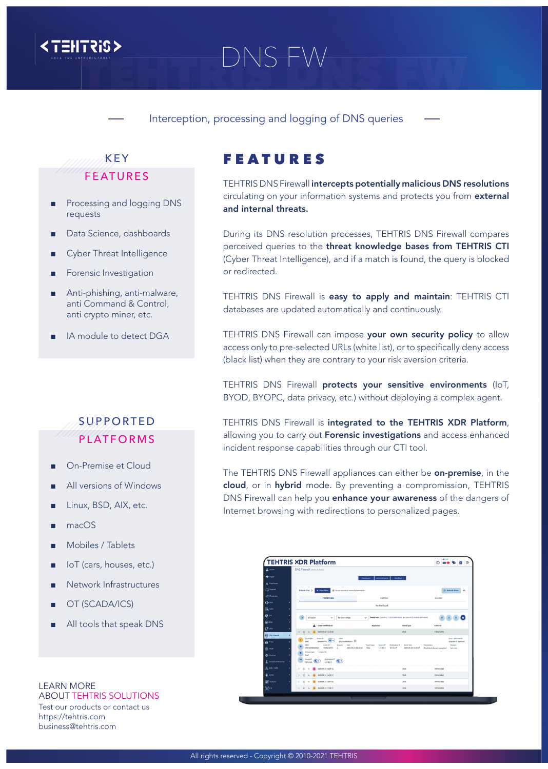# DNS FW

Interception, processing and logging of DNS queries

## KEY FEATURES

- Processing and logging DNS requests
- Data Science, dashboards
- Cyber Threat Intelligence
- Forensic Investigation
- Anti-phishing, anti-malware, anti Command & Control, anti crypto miner, etc.
- IA module to detect DGA

## SUPPORTED PLATFORMS

- On-Premise et Cloud
- All versions of Windows
- Linux, BSD, AIX, etc.
- macOS
- Mobiles / Tablets
- IoT (cars, houses, etc.)
- Network Infrastructures
- OT (SCADA/ICS)
- All tools that speak DNS

LEARN MORE
ABOUT TEHTRIS SOLUTIONS
Test our products or contact us
https://tehtris.com
business@tehtris.com

## FEATURES

TEHTRIS DNS Firewall **intercepts potentially malicious DNS resolutions** circulating on your information systems and protects you from **external and internal threats.**

During its DNS resolution processes, TEHTRIS DNS Firewall compares perceived queries to the **threat knowledge bases from TEHTRIS CTI** (Cyber Threat Intelligence), and if a match is found, the query is blocked or redirected.

TEHTRIS DNS Firewall is **easy to apply and maintain**: TEHTRIS CTI databases are updated automatically and continuously.

TEHTRIS DNS Firewall can impose **your own security policy** to allow access only to pre-selected URLs (white list), or to specifically deny access (black list) when they are contrary to your risk aversion criteria.

TEHTRIS DNS Firewall **protects your sensitive environments** (IoT, BYOD, BYOPC, data privacy, etc.) without deploying a complex agent.

TEHTRIS DNS Firewall is **integrated to the TEHTRIS XDR Platform**, allowing you to carry out **Forensic investigations** and access enhanced incident response capabilities through our CTI tool.

The TEHTRIS DNS Firewall appliances can either be **on-premise**, in the **cloud**, or in **hybrid** mode. By preventing a compromission, TEHTRIS DNS Firewall can help you **enhance your awareness** of the dangers of Internet browsing with redirections to personalized pages.

All rights reserved - Copyright © 2010-2021 TEHTRIS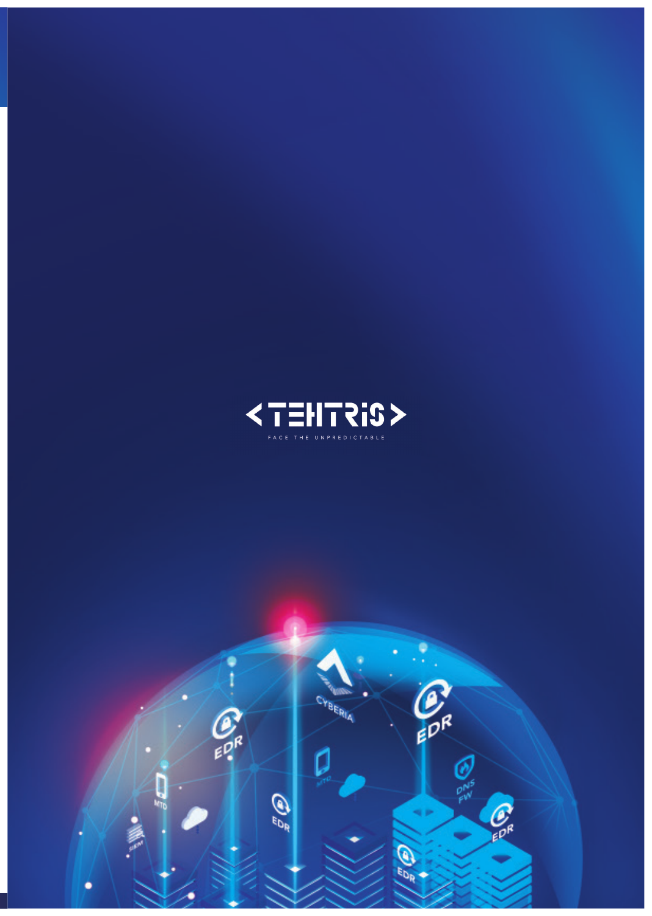<TEHTRIS>

FACE THE UNPREDICTABLE